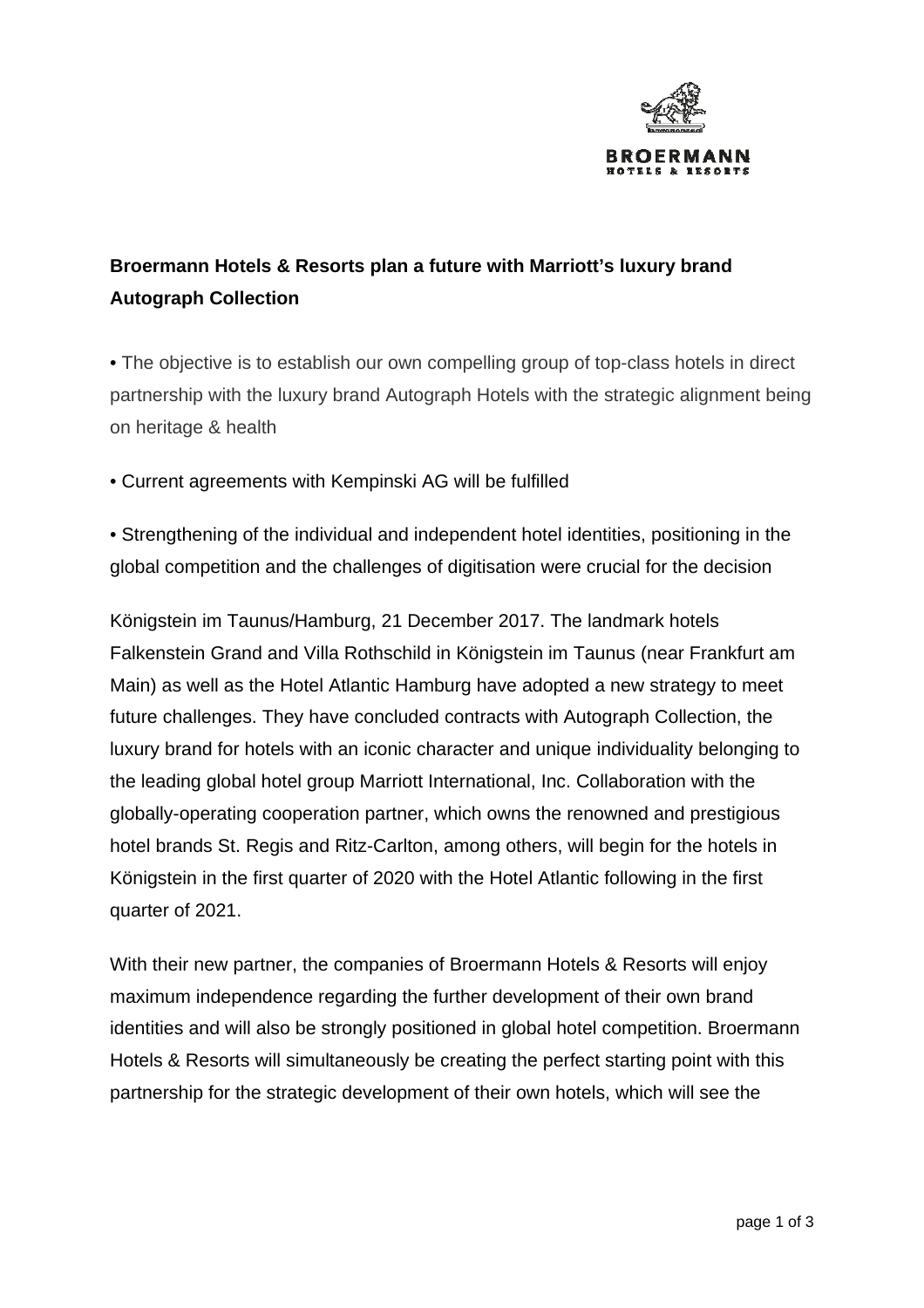BROERMANN
HOTELS & RESORTS

**Broermann Hotels & Resorts plan a future with Marriott's luxury brand Autograph Collection**

- The objective is to establish our own compelling group of top-class hotels in direct partnership with the luxury brand Autograph Hotels with the strategic alignment being on heritage & health
- Current agreements with Kempinski AG will be fulfilled
- Strengthening of the individual and independent hotel identities, positioning in the global competition and the challenges of digitisation were crucial for the decision

Königstein im Taunus/Hamburg, 21 December 2017. The landmark hotels Falkenstein Grand and Villa Rothschild in Königstein im Taunus (near Frankfurt am Main) as well as the Hotel Atlantic Hamburg have adopted a new strategy to meet future challenges. They have concluded contracts with Autograph Collection, the luxury brand for hotels with an iconic character and unique individuality belonging to the leading global hotel group Marriott International, Inc. Collaboration with the globally-operating cooperation partner, which owns the renowned and prestigious hotel brands St. Regis and Ritz-Carlton, among others, will begin for the hotels in Königstein in the first quarter of 2020 with the Hotel Atlantic following in the first quarter of 2021.

With their new partner, the companies of Broermann Hotels & Resorts will enjoy maximum independence regarding the further development of their own brand identities and will also be strongly positioned in global hotel competition. Broermann Hotels & Resorts will simultaneously be creating the perfect starting point with this partnership for the strategic development of their own hotels, which will see the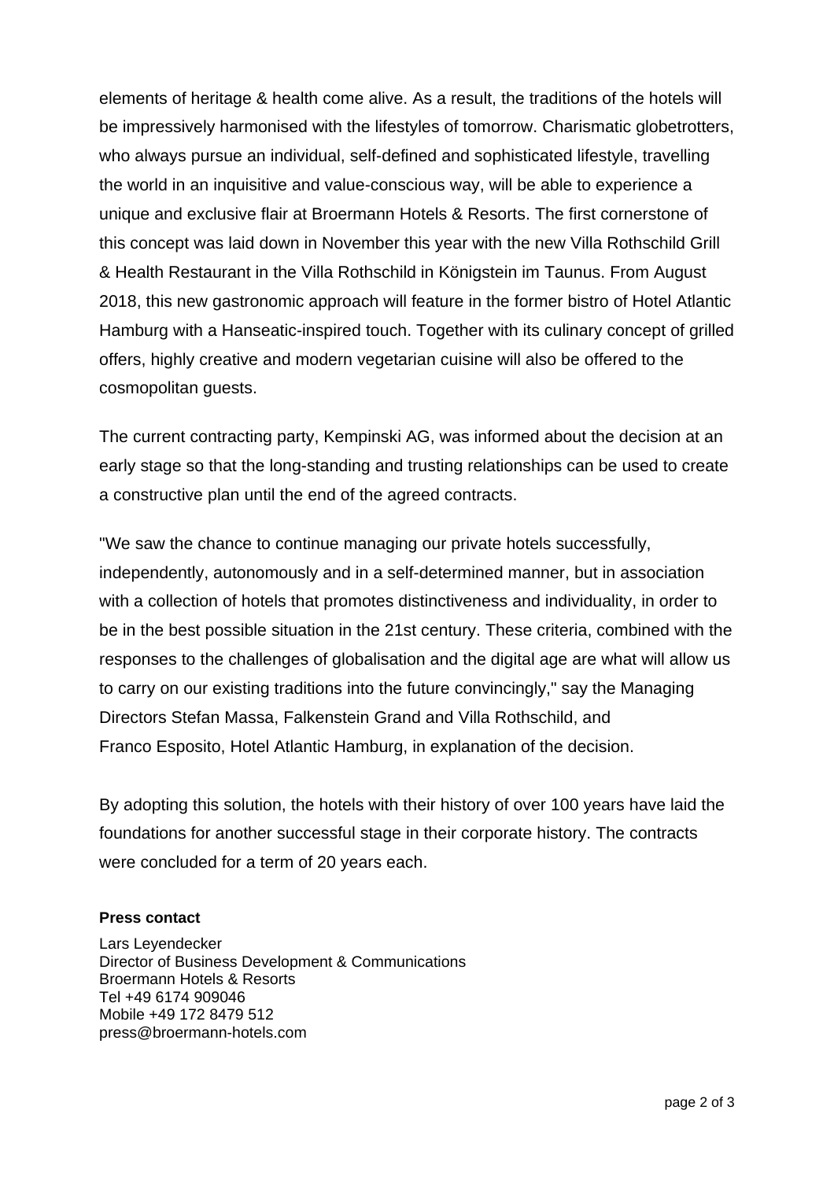elements of heritage & health come alive. As a result, the traditions of the hotels will be impressively harmonised with the lifestyles of tomorrow. Charismatic globetrotters, who always pursue an individual, self-defined and sophisticated lifestyle, travelling the world in an inquisitive and value-conscious way, will be able to experience a unique and exclusive flair at Broermann Hotels & Resorts. The first cornerstone of this concept was laid down in November this year with the new Villa Rothschild Grill & Health Restaurant in the Villa Rothschild in Königstein im Taunus. From August 2018, this new gastronomic approach will feature in the former bistro of Hotel Atlantic Hamburg with a Hanseatic-inspired touch. Together with its culinary concept of grilled offers, highly creative and modern vegetarian cuisine will also be offered to the cosmopolitan guests.

The current contracting party, Kempinski AG, was informed about the decision at an early stage so that the long-standing and trusting relationships can be used to create a constructive plan until the end of the agreed contracts.

"We saw the chance to continue managing our private hotels successfully, independently, autonomously and in a self-determined manner, but in association with a collection of hotels that promotes distinctiveness and individuality, in order to be in the best possible situation in the 21st century. These criteria, combined with the responses to the challenges of globalisation and the digital age are what will allow us to carry on our existing traditions into the future convincingly," say the Managing Directors Stefan Massa, Falkenstein Grand and Villa Rothschild, and Franco Esposito, Hotel Atlantic Hamburg, in explanation of the decision.

By adopting this solution, the hotels with their history of over 100 years have laid the foundations for another successful stage in their corporate history. The contracts were concluded for a term of 20 years each.

**Press contact**

Lars Leyendecker
Director of Business Development & Communications
Broermann Hotels & Resorts
Tel +49 6174 909046
Mobile +49 172 8479 512
press@broermann-hotels.com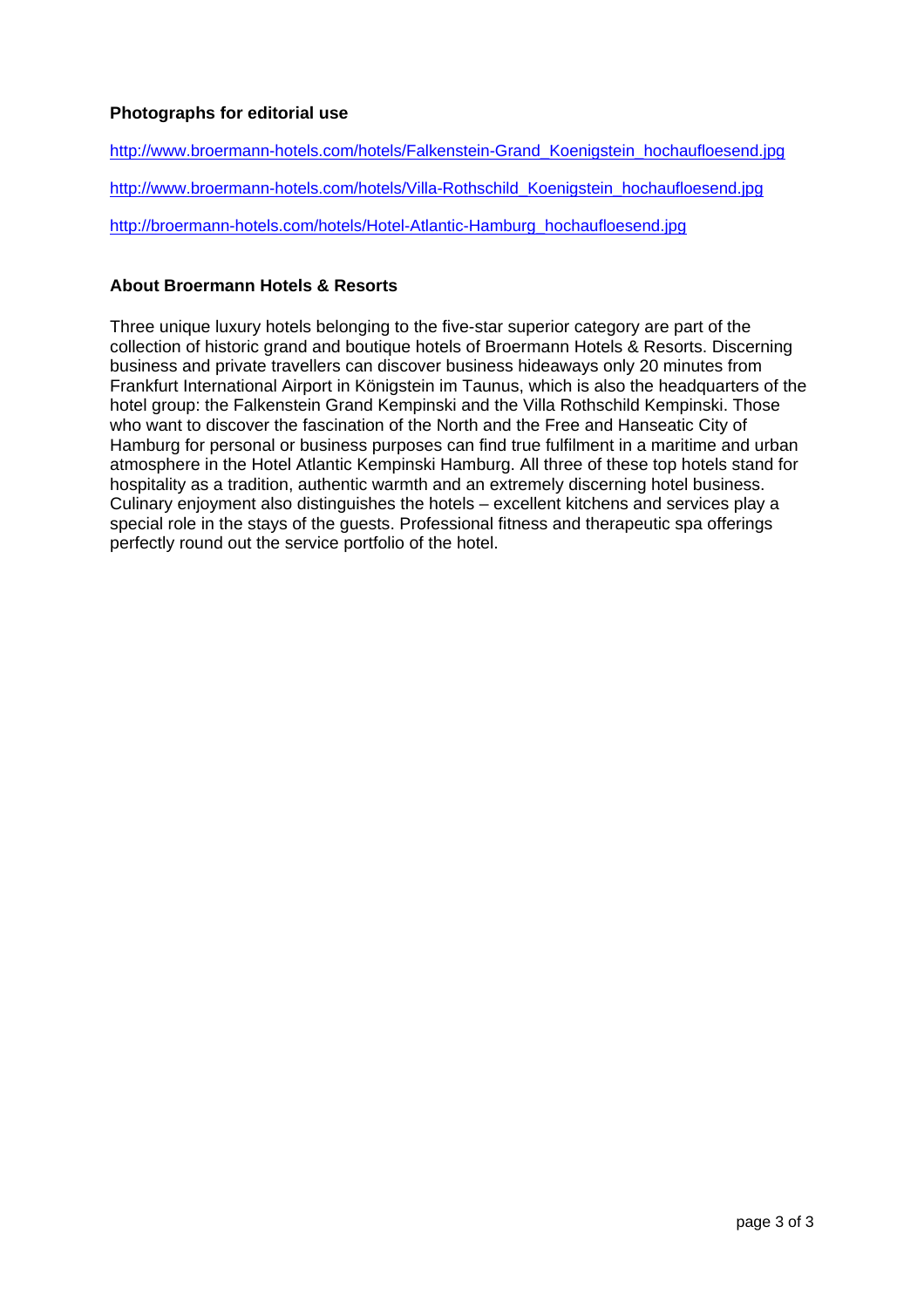**Photographs for editorial use**

http://www.broermann-hotels.com/hotels/Falkenstein-Grand_Koenigstein_hochaufloesend.jpg

http://www.broermann-hotels.com/hotels/Villa-Rothschild_Koenigstein_hochaufloesend.jpg

http://broermann-hotels.com/hotels/Hotel-Atlantic-Hamburg_hochaufloesend.jpg

**About Broermann Hotels & Resorts**

Three unique luxury hotels belonging to the five-star superior category are part of the collection of historic grand and boutique hotels of Broermann Hotels & Resorts. Discerning business and private travellers can discover business hideaways only 20 minutes from Frankfurt International Airport in Königstein im Taunus, which is also the headquarters of the hotel group: the Falkenstein Grand Kempinski and the Villa Rothschild Kempinski. Those who want to discover the fascination of the North and the Free and Hanseatic City of Hamburg for personal or business purposes can find true fulfilment in a maritime and urban atmosphere in the Hotel Atlantic Kempinski Hamburg. All three of these top hotels stand for hospitality as a tradition, authentic warmth and an extremely discerning hotel business. Culinary enjoyment also distinguishes the hotels – excellent kitchens and services play a special role in the stays of the guests. Professional fitness and therapeutic spa offerings perfectly round out the service portfolio of the hotel.